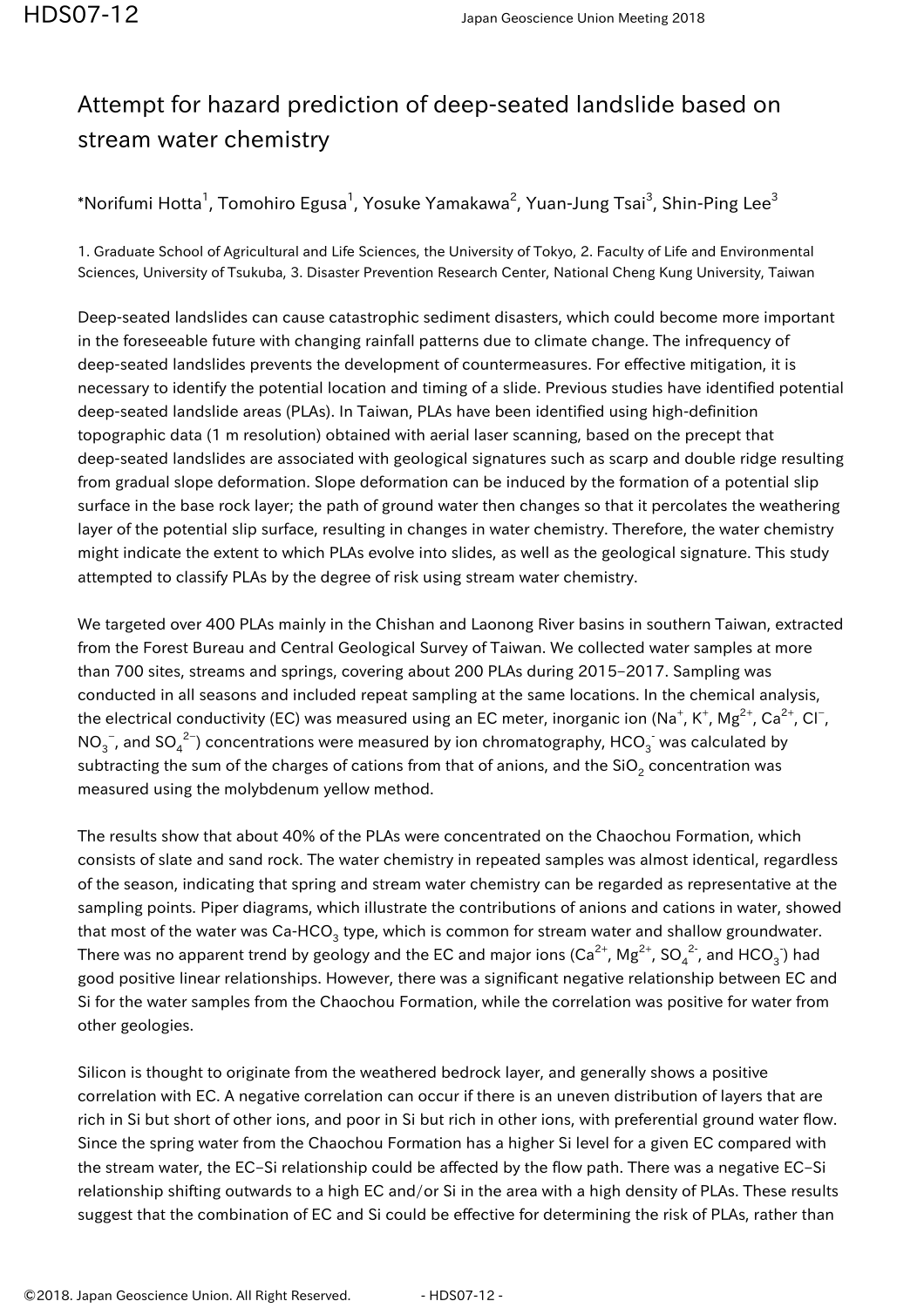# Attempt for hazard prediction of deep-seated landslide based on stream water chemistry

*Norifumi Hotta[1], Tomohiro Egusa[1], Yosuke Yamakawa[2], Yuan-Jung Tsai[3], Shin-Ping Lee[3]

1. Graduate School of Agricultural and Life Sciences, the University of Tokyo, 2. Faculty of Life and Environmental Sciences, University of Tsukuba, 3. Disaster Prevention Research Center, National Cheng Kung University, Taiwan

Deep-seated landslides can cause catastrophic sediment disasters, which could become more important in the foreseeable future with changing rainfall patterns due to climate change. The infrequency of deep-seated landslides prevents the development of countermeasures. For effective mitigation, it is necessary to identify the potential location and timing of a slide. Previous studies have identified potential deep-seated landslide areas (PLAs). In Taiwan, PLAs have been identified using high-definition topographic data (1 m resolution) obtained with aerial laser scanning, based on the precept that deep-seated landslides are associated with geological signatures such as scarp and double ridge resulting from gradual slope deformation. Slope deformation can be induced by the formation of a potential slip surface in the base rock layer; the path of ground water then changes so that it percolates the weathering layer of the potential slip surface, resulting in changes in water chemistry. Therefore, the water chemistry might indicate the extent to which PLAs evolve into slides, as well as the geological signature. This study attempted to classify PLAs by the degree of risk using stream water chemistry.

We targeted over 400 PLAs mainly in the Chishan and Laonong River basins in southern Taiwan, extracted from the Forest Bureau and Central Geological Survey of Taiwan. We collected water samples at more than 700 sites, streams and springs, covering about 200 PLAs during 2015–2017. Sampling was conducted in all seasons and included repeat sampling at the same locations. In the chemical analysis, the electrical conductivity (EC) was measured using an EC meter, inorganic ion ($Na^{+}$, $K^{+}$, $Mg^{2+}$, $Ca^{2+}$, $Cl^{-}$, $NO_3^{-}$, and $SO_4^{2-}$) concentrations were measured by ion chromatography, $HCO_3^{-}$ was calculated by subtracting the sum of the charges of cations from that of anions, and the $SiO_2$ concentration was measured using the molybdenum yellow method.

The results show that about 40% of the PLAs were concentrated on the Chaochou Formation, which consists of slate and sand rock. The water chemistry in repeated samples was almost identical, regardless of the season, indicating that spring and stream water chemistry can be regarded as representative at the sampling points. Piper diagrams, which illustrate the contributions of anions and cations in water, showed that most of the water was Ca-$HCO_3$ type, which is common for stream water and shallow groundwater. There was no apparent trend by geology and the EC and major ions ($Ca^{2+}$, $Mg^{2+}$, $SO_4^{2-}$, and $HCO_3^{-}$) had good positive linear relationships. However, there was a significant negative relationship between EC and Si for the water samples from the Chaochou Formation, while the correlation was positive for water from other geologies.

Silicon is thought to originate from the weathered bedrock layer, and generally shows a positive correlation with EC. A negative correlation can occur if there is an uneven distribution of layers that are rich in Si but short of other ions, and poor in Si but rich in other ions, with preferential ground water flow. Since the spring water from the Chaochou Formation has a higher Si level for a given EC compared with the stream water, the EC–Si relationship could be affected by the flow path. There was a negative EC–Si relationship shifting outwards to a high EC and/or Si in the area with a high density of PLAs. These results suggest that the combination of EC and Si could be effective for determining the risk of PLAs, rather than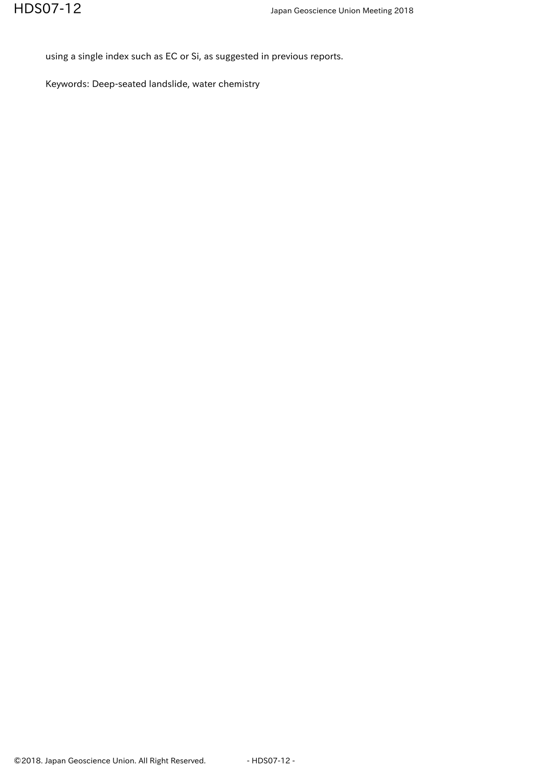using a single index such as EC or Si, as suggested in previous reports.

Keywords: Deep-seated landslide, water chemistry